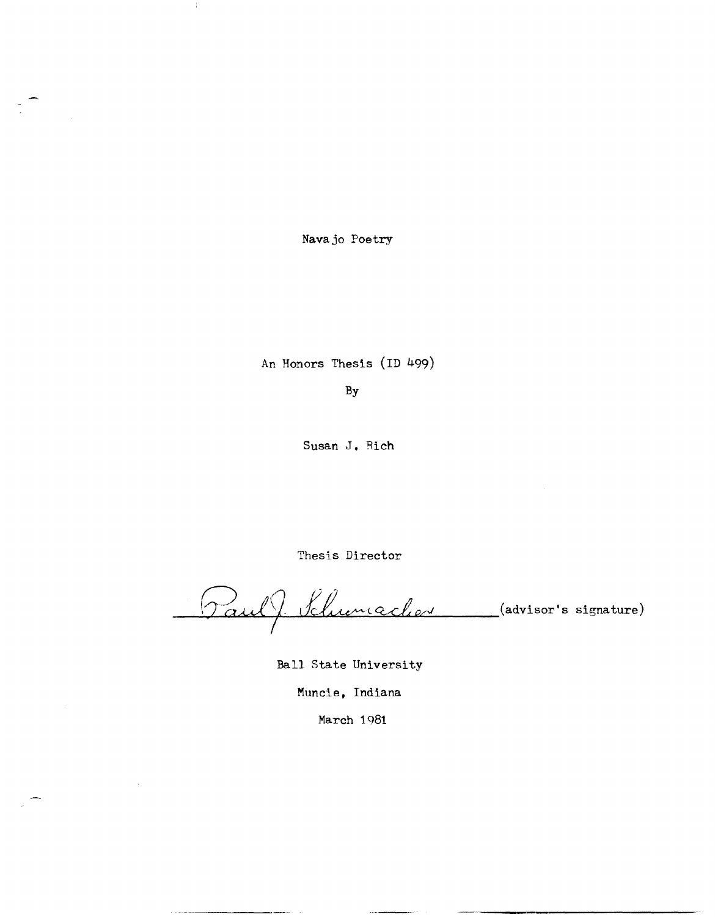# Navajo Poetry

An Honors Thesis (ID 499)

By

Susan J. Rich

Thesis Director

Paul J. Schumacher (advisor's signature)

Ball State University

Muncie, Indiana

March 1981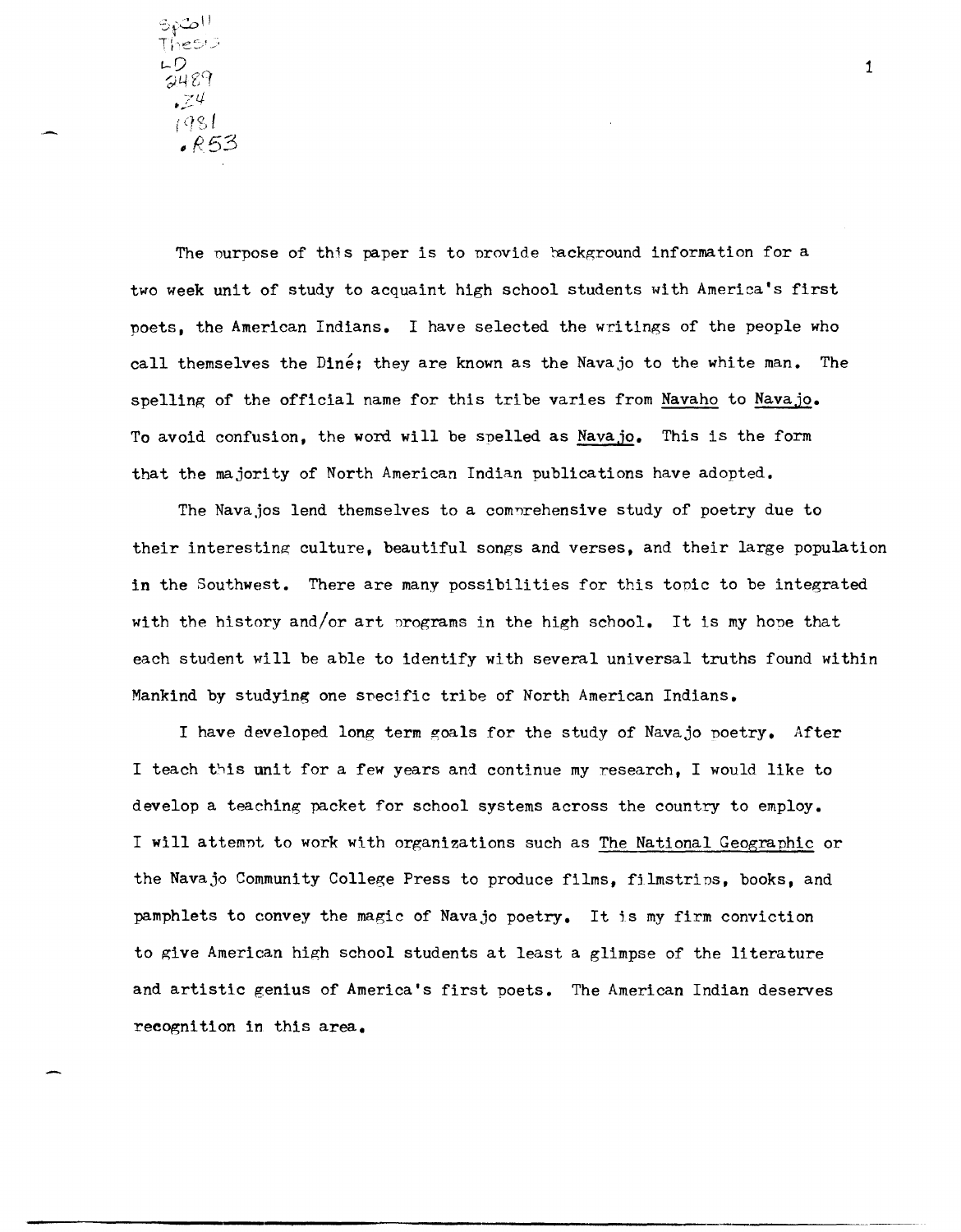SpColl Thesis LD 2489 .Z4 1981 .R53

The purpose of this paper is to provide background information for a two week unit of study to acquaint high school students with America's first poets, the American Indians. I have selected the writings of the people who call themselves the Diné; they are known as the Navajo to the white man. The spelling of the official name for this tribe varies from Navaho to Navajo. To avoid confusion, the word will be spelled as Navajo. This is the form that the majority of North American Indian publications have adopted.

The Navajos lend themselves to a comprehensive study of poetry due to their interesting culture, beautiful songs and verses, and their large population in the Southwest. There are many possibilities for this topic to be integrated with the history and/or art programs in the high school. It is my hope that each student will be able to identify with several universal truths found within Mankind by studying one specific tribe of North American Indians.

I have developed long term goals for the study of Navajo poetry. After I teach this unit for a few years and continue my research, I would like to develop a teaching packet for school systems across the country to employ. I will attempt to work with organizations such as The National Geographic or the Navajo Community College Press to produce films, filmstrips, books, and pamphlets to convey the magic of Navajo poetry. It is my firm conviction to give American high school students at least a glimpse of the literature and artistic genius of America's first poets. The American Indian deserves recognition in this area.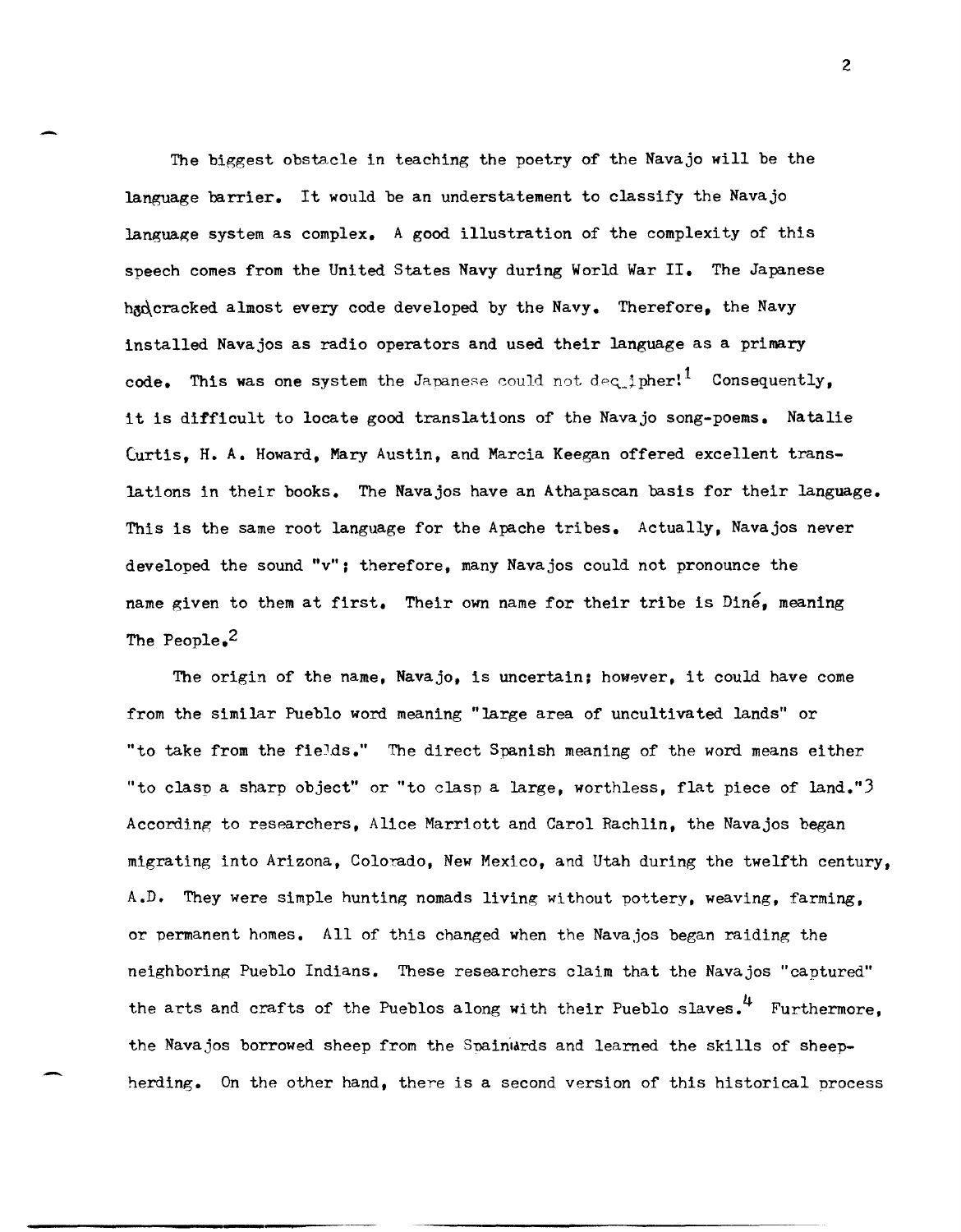The biggest obstacle in teaching the poetry of the Navajo will be the language barrier. It would be an understatement to classify the Navajo language system as complex. A good illustration of the complexity of this speech comes from the United States Navy during World War II. The Japanese had cracked almost every code developed by the Navy. Therefore, the Navy installed Navajos as radio operators and used their language as a primary code. This was one system the Japanese could not decipher![1] Consequently, it is difficult to locate good translations of the Navajo song-poems. Natalie Curtis, H. A. Howard, Mary Austin, and Marcia Keegan offered excellent translations in their books. The Navajos have an Athapascan basis for their language. This is the same root language for the Apache tribes. Actually, Navajos never developed the sound "v"; therefore, many Navajos could not pronounce the name given to them at first. Their own name for their tribe is Diné, meaning The People.[2]

The origin of the name, Navajo, is uncertain; however, it could have come from the similar Pueblo word meaning "large area of uncultivated lands" or "to take from the fields." The direct Spanish meaning of the word means either "to clasp a sharp object" or "to clasp a large, worthless, flat piece of land."[3] According to researchers, Alice Marriott and Carol Rachlin, the Navajos began migrating into Arizona, Colorado, New Mexico, and Utah during the twelfth century, A.D. They were simple hunting nomads living without pottery, weaving, farming, or permanent homes. All of this changed when the Navajos began raiding the neighboring Pueblo Indians. These researchers claim that the Navajos "captured" the arts and crafts of the Pueblos along with their Pueblo slaves.[4] Furthermore, the Navajos borrowed sheep from the Spainiards and learned the skills of sheep-herding. On the other hand, there is a second version of this historical process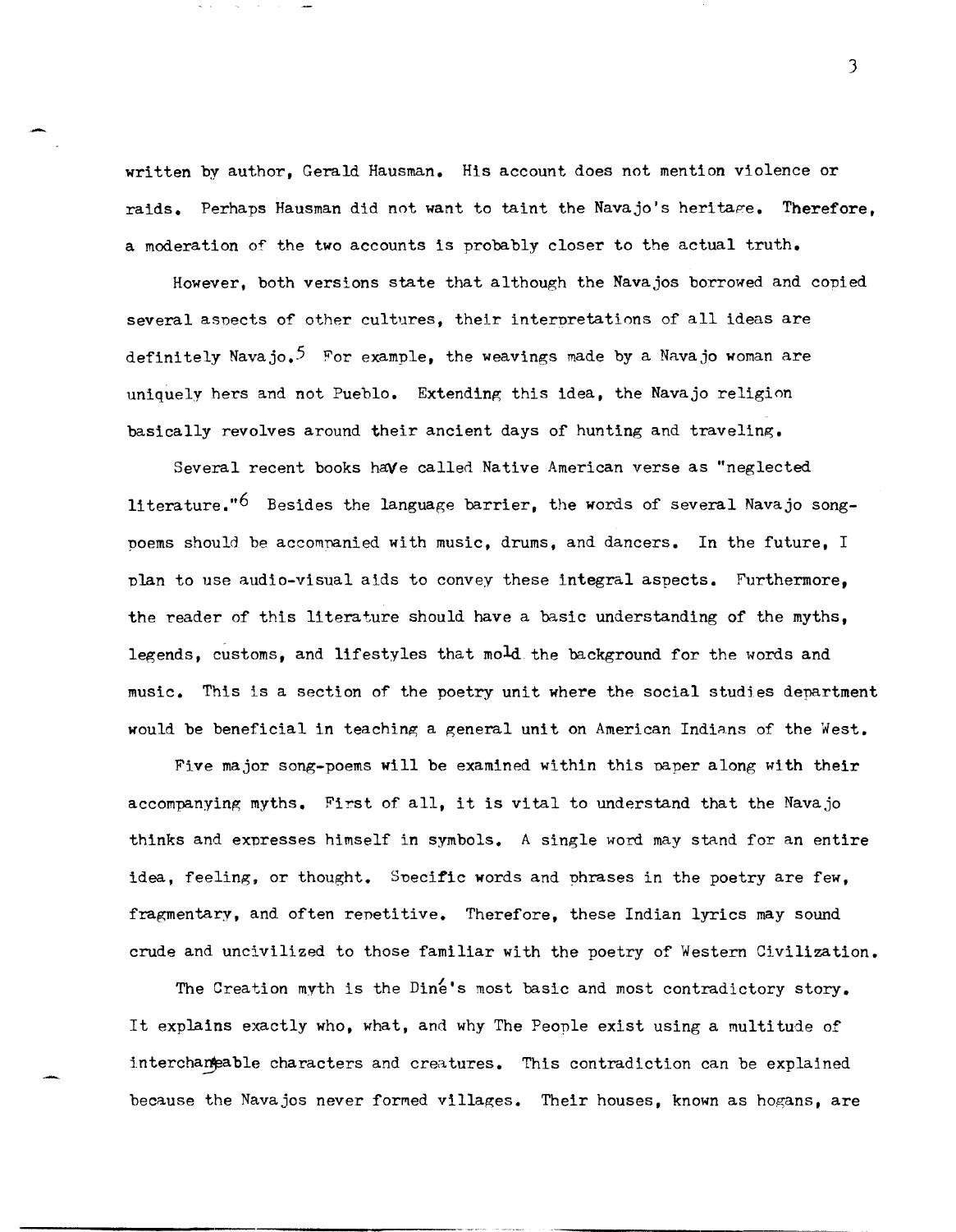written by author, Gerald Hausman. His account does not mention violence or raids. Perhaps Hausman did not want to taint the Navajo's heritage. Therefore, a moderation of the two accounts is probably closer to the actual truth.

However, both versions state that although the Navajos borrowed and copied several aspects of other cultures, their interpretations of all ideas are definitely Navajo.[5] For example, the weavings made by a Navajo woman are uniquely hers and not Pueblo. Extending this idea, the Navajo religion basically revolves around their ancient days of hunting and traveling.

Several recent books have called Native American verse as "neglected literature."[6] Besides the language barrier, the words of several Navajo song-poems should be accompanied with music, drums, and dancers. In the future, I plan to use audio-visual aids to convey these integral aspects. Furthermore, the reader of this literature should have a basic understanding of the myths, legends, customs, and lifestyles that mold the background for the words and music. This is a section of the poetry unit where the social studies department would be beneficial in teaching a general unit on American Indians of the West.

Five major song-poems will be examined within this paper along with their accompanying myths. First of all, it is vital to understand that the Navajo thinks and expresses himself in symbols. A single word may stand for an entire idea, feeling, or thought. Specific words and phrases in the poetry are few, fragmentary, and often repetitive. Therefore, these Indian lyrics may sound crude and uncivilized to those familiar with the poetry of Western Civilization.

The Creation myth is the Diné's most basic and most contradictory story. It explains exactly who, what, and why The People exist using a multitude of interchangeable characters and creatures. This contradiction can be explained because the Navajos never formed villages. Their houses, known as hogans, are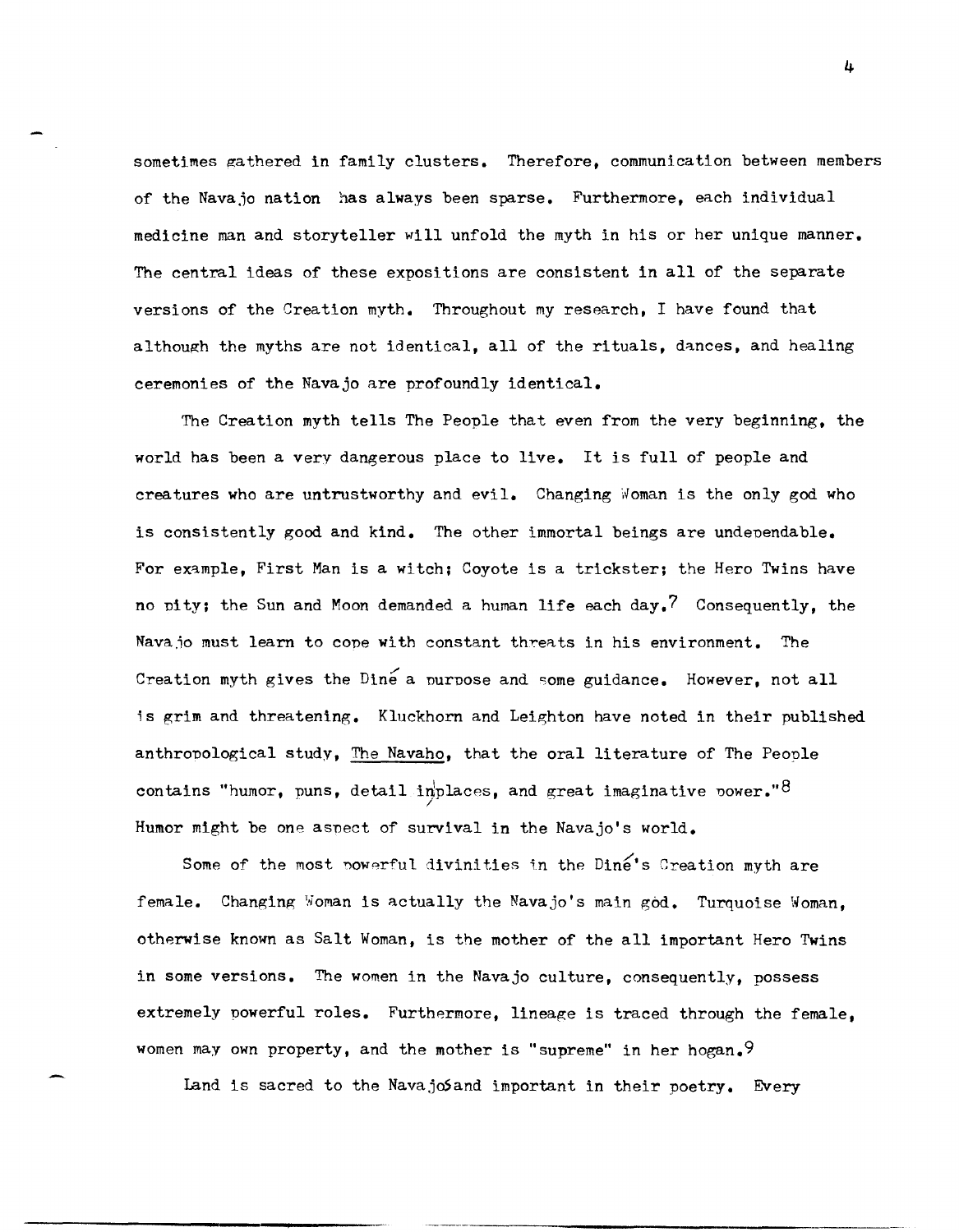sometimes gathered in family clusters. Therefore, communication between members of the Navajo nation has always been sparse. Furthermore, each individual medicine man and storyteller will unfold the myth in his or her unique manner. The central ideas of these expositions are consistent in all of the separate versions of the Creation myth. Throughout my research, I have found that although the myths are not identical, all of the rituals, dances, and healing ceremonies of the Navajo are profoundly identical.

The Creation myth tells The People that even from the very beginning, the world has been a very dangerous place to live. It is full of people and creatures who are untrustworthy and evil. Changing Woman is the only god who is consistently good and kind. The other immortal beings are undependable. For example, First Man is a witch; Coyote is a trickster; the Hero Twins have no pity; the Sun and Moon demanded a human life each day.[7] Consequently, the Navajo must learn to cope with constant threats in his environment. The Creation myth gives the Diné a purpose and some guidance. However, not all is grim and threatening. Kluckhorn and Leighton have noted in their published anthropological study, The Navaho, that the oral literature of The People contains "humor, puns, detail in places, and great imaginative power."[8] Humor might be one aspect of survival in the Navajo's world.

Some of the most powerful divinities in the Diné's Creation myth are female. Changing Woman is actually the Navajo's main god. Turquoise Woman, otherwise known as Salt Woman, is the mother of the all important Hero Twins in some versions. The women in the Navajo culture, consequently, possess extremely powerful roles. Furthermore, lineage is traced through the female, women may own property, and the mother is "supreme" in her hogan.[9]

Land is sacred to the Navajos and important in their poetry. Every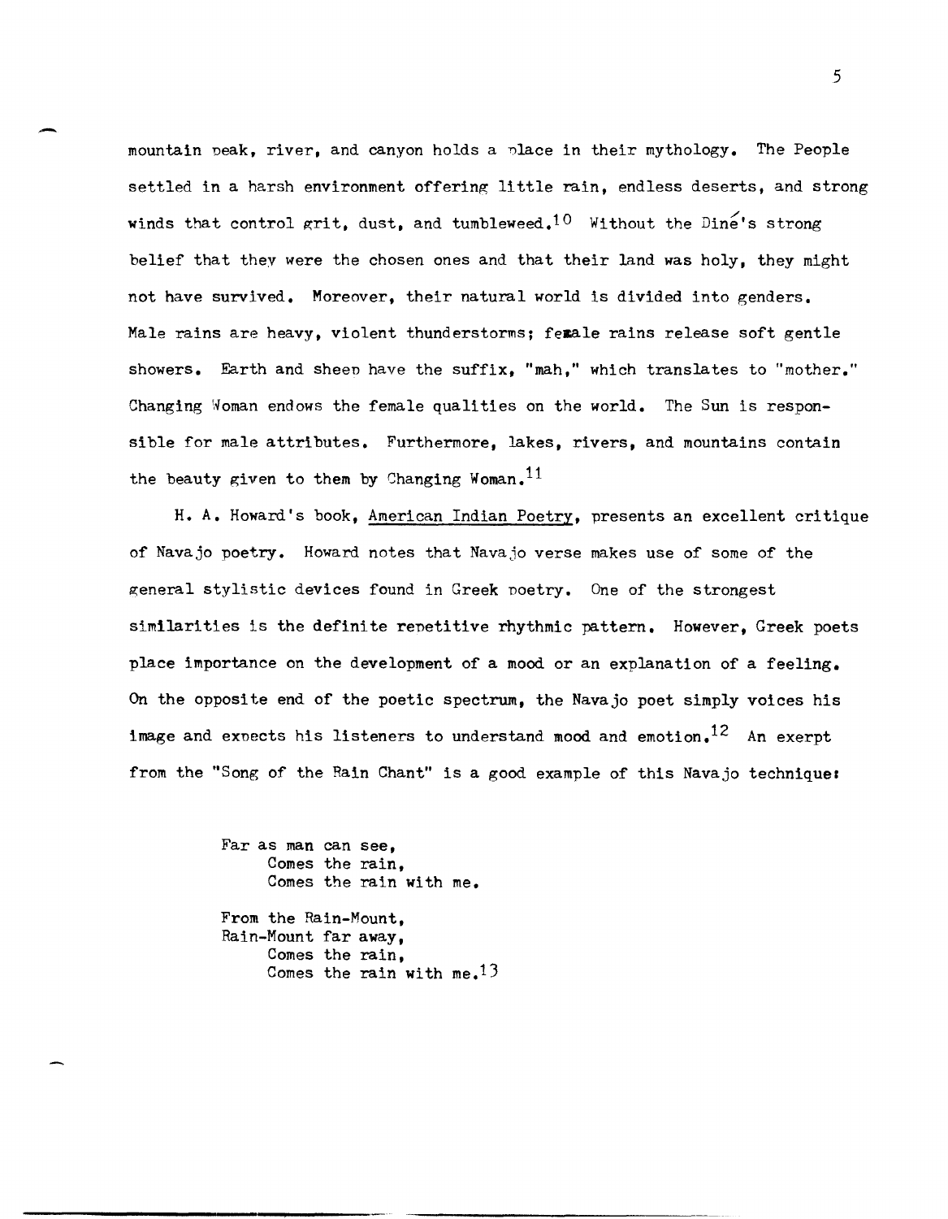mountain peak, river, and canyon holds a place in their mythology. The People settled in a harsh environment offering little rain, endless deserts, and strong winds that control grit, dust, and tumbleweed.[10] Without the Diné's strong belief that they were the chosen ones and that their land was holy, they might not have survived. Moreover, their natural world is divided into genders. Male rains are heavy, violent thunderstorms; female rains release soft gentle showers. Earth and sheep have the suffix, "mah," which translates to "mother." Changing Woman endows the female qualities on the world. The Sun is responsible for male attributes. Furthermore, lakes, rivers, and mountains contain the beauty given to them by Changing Woman.[11]

H. A. Howard's book, American Indian Poetry, presents an excellent critique of Navajo poetry. Howard notes that Navajo verse makes use of some of the general stylistic devices found in Greek poetry. One of the strongest similarities is the definite repetitive rhythmic pattern. However, Greek poets place importance on the development of a mood or an explanation of a feeling. On the opposite end of the poetic spectrum, the Navajo poet simply voices his image and expects his listeners to understand mood and emotion.[12] An exerpt from the "Song of the Rain Chant" is a good example of this Navajo technique:

> Far as man can see,
> &nbsp;&nbsp;&nbsp;&nbsp;Comes the rain,
> &nbsp;&nbsp;&nbsp;&nbsp;Comes the rain with me.
>
> From the Rain-Mount,
> Rain-Mount far away,
> &nbsp;&nbsp;&nbsp;&nbsp;Comes the rain,
> &nbsp;&nbsp;&nbsp;&nbsp;Comes the rain with me.[13]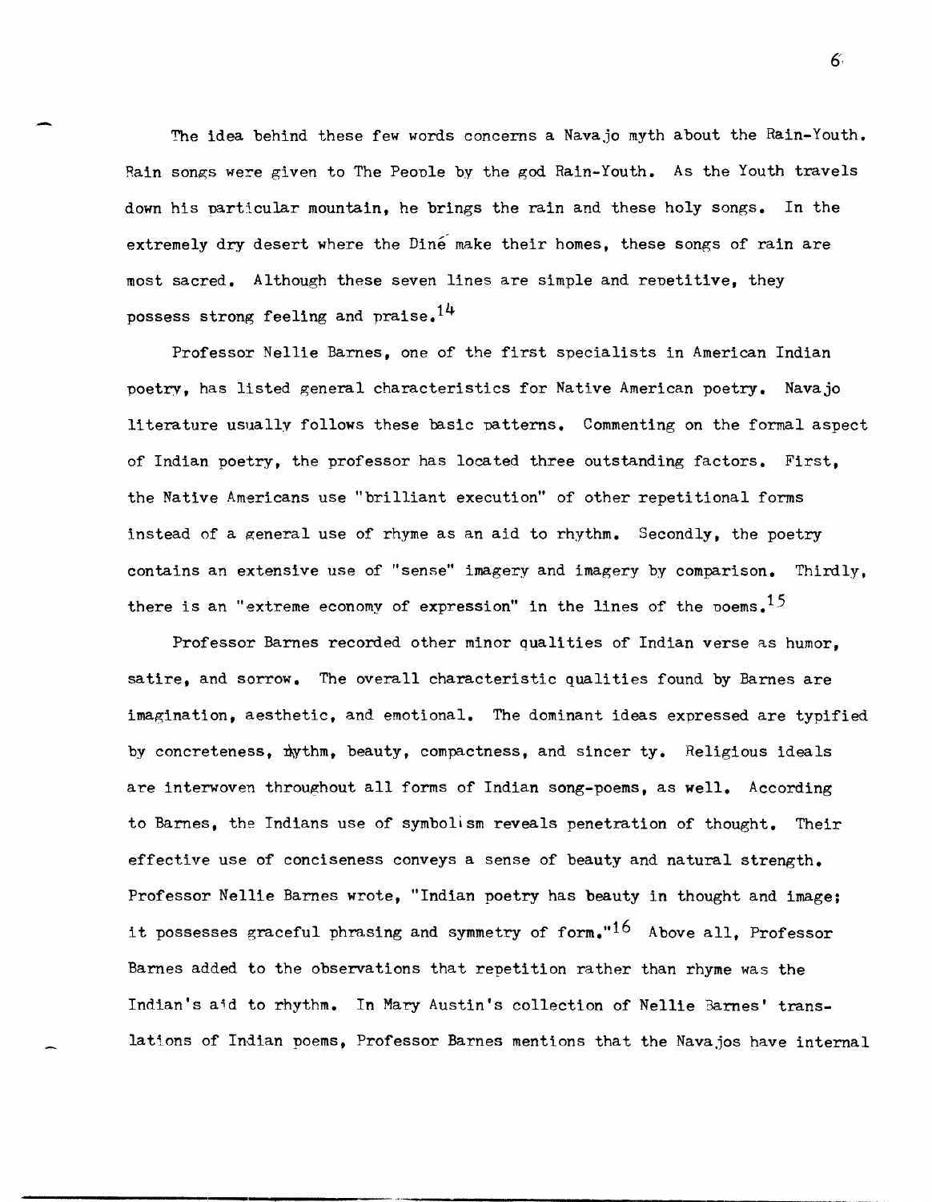The idea behind these few words concerns a Navajo myth about the Rain-Youth. Rain songs were given to The People by the god Rain-Youth. As the Youth travels down his particular mountain, he brings the rain and these holy songs. In the extremely dry desert where the Diné make their homes, these songs of rain are most sacred. Although these seven lines are simple and repetitive, they possess strong feeling and praise.[14]

Professor Nellie Barnes, one of the first specialists in American Indian poetry, has listed general characteristics for Native American poetry. Navajo literature usually follows these basic patterns. Commenting on the formal aspect of Indian poetry, the professor has located three outstanding factors. First, the Native Americans use "brilliant execution" of other repetitional forms instead of a general use of rhyme as an aid to rhythm. Secondly, the poetry contains an extensive use of "sense" imagery and imagery by comparison. Thirdly, there is an "extreme economy of expression" in the lines of the poems.[15]

Professor Barnes recorded other minor qualities of Indian verse as humor, satire, and sorrow. The overall characteristic qualities found by Barnes are imagination, aesthetic, and emotional. The dominant ideas expressed are typified by concreteness, rhythm, beauty, compactness, and sincer ty. Religious ideals are interwoven throughout all forms of Indian song-poems, as well. According to Barnes, the Indians use of symbolism reveals penetration of thought. Their effective use of conciseness conveys a sense of beauty and natural strength. Professor Nellie Barnes wrote, "Indian poetry has beauty in thought and image; it possesses graceful phrasing and symmetry of form."[16] Above all, Professor Barnes added to the observations that repetition rather than rhyme was the Indian's aid to rhythm. In Mary Austin's collection of Nellie Barnes' translations of Indian poems, Professor Barnes mentions that the Navajos have internal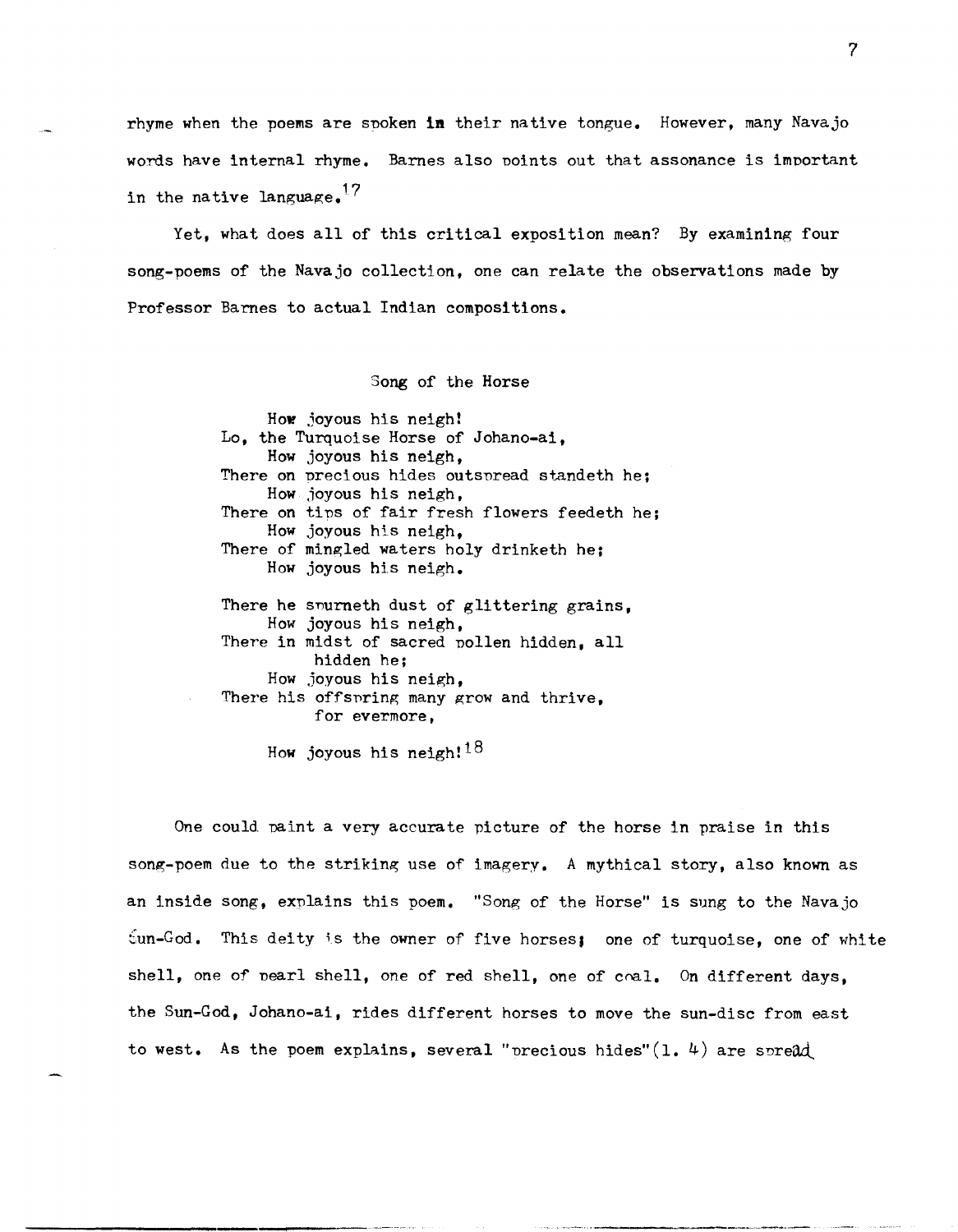rhyme when the poems are spoken in their native tongue. However, many Navajo words have internal rhyme. Barnes also points out that assonance is important in the native language.[17]

Yet, what does all of this critical exposition mean? By examining four song-poems of the Navajo collection, one can relate the observations made by Professor Barnes to actual Indian compositions.

### Song of the Horse

> How joyous his neigh!
> Lo, the Turquoise Horse of Johano-ai,
> How joyous his neigh,
> There on precious hides outspread standeth he;
> How joyous his neigh,
> There on tips of fair fresh flowers feedeth he;
> How joyous his neigh,
> There of mingled waters holy drinketh he;
> How joyous his neigh.
>
> There he spurneth dust of glittering grains,
> How joyous his neigh,
> There in midst of sacred pollen hidden, all hidden he;
> How joyous his neigh,
> There his offspring many grow and thrive, for evermore,
>
> How joyous his neigh![18]

One could paint a very accurate picture of the horse in praise in this song-poem due to the striking use of imagery. A mythical story, also known as an inside song, explains this poem. "Song of the Horse" is sung to the Navajo Sun-God. This deity is the owner of five horses; one of turquoise, one of white shell, one of pearl shell, one of red shell, one of coal. On different days, the Sun-God, Johano-ai, rides different horses to move the sun-disc from east to west. As the poem explains, several "precious hides"(l. 4) are spread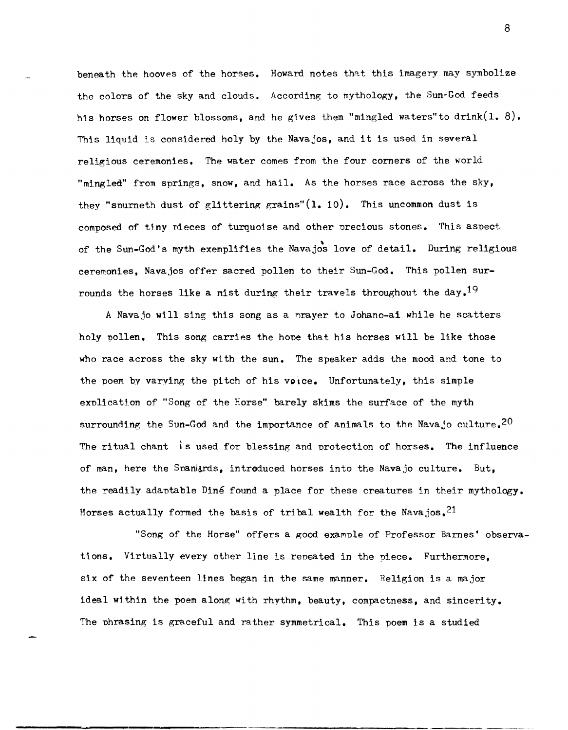beneath the hooves of the horses. Howard notes that this imagery may symbolize the colors of the sky and clouds. According to mythology, the Sun-God feeds his horses on flower blossoms, and he gives them "mingled waters"to drink(l. 8). This liquid is considered holy by the Navajos, and it is used in several religious ceremonies. The water comes from the four corners of the world "mingled" from springs, snow, and hail. As the horses race across the sky, they "spurneth dust of glittering grains"(l. 10). This uncommon dust is composed of tiny pieces of turquoise and other precious stones. This aspect of the Sun-God's myth exemplifies the Navajos love of detail. During religious ceremonies, Navajos offer sacred pollen to their Sun-God. This pollen surrounds the horses like a mist during their travels throughout the day.[19]

A Navajo will sing this song as a prayer to Johano-ai while he scatters holy pollen. This song carries the hope that his horses will be like those who race across the sky with the sun. The speaker adds the mood and tone to the poem by varying the pitch of his voice. Unfortunately, this simple explication of "Song of the Horse" barely skims the surface of the myth surrounding the Sun-God and the importance of animals to the Navajo culture.[20] The ritual chant is used for blessing and protection of horses. The influence of man, here the Spaniards, introduced horses into the Navajo culture. But, the readily adaptable Diné found a place for these creatures in their mythology. Horses actually formed the basis of tribal wealth for the Navajos.[21]

"Song of the Horse" offers a good example of Professor Barnes' observations. Virtually every other line is repeated in the piece. Furthermore, six of the seventeen lines began in the same manner. Religion is a major ideal within the poem along with rhythm, beauty, compactness, and sincerity. The phrasing is graceful and rather symmetrical. This poem is a studied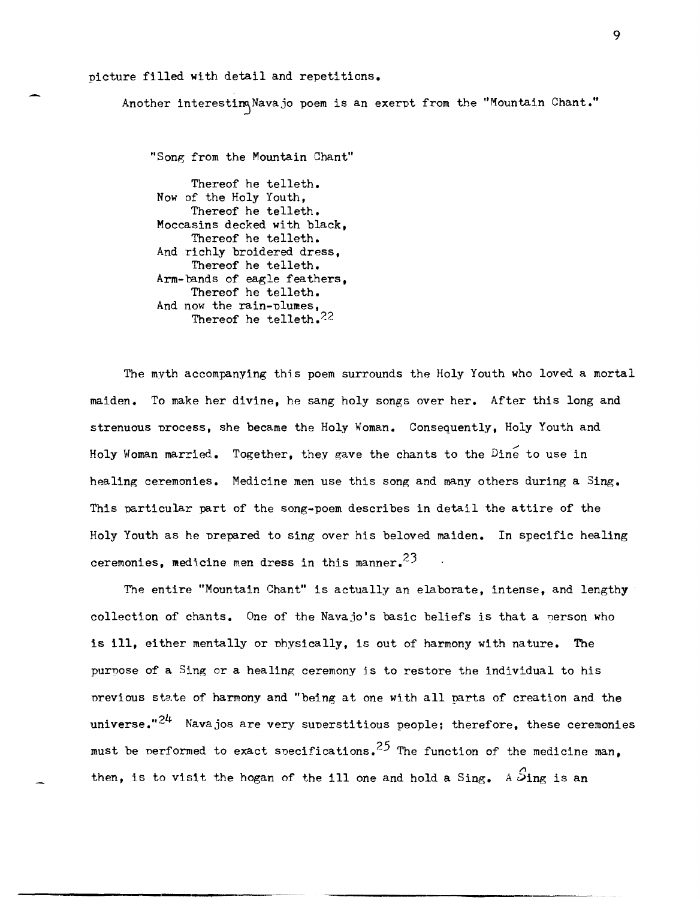picture filled with detail and repetitions.

Another interesting Navajo poem is an exerpt from the "Mountain Chant."

"Song from the Mountain Chant"

> Thereof he telleth.
> Now of the Holy Youth,
> Thereof he telleth.
> Moccasins decked with black,
> Thereof he telleth.
> And richly broidered dress,
> Thereof he telleth.
> Arm-bands of eagle feathers,
> Thereof he telleth.
> And now the rain-plumes,
> Thereof he telleth.[22]

The myth accompanying this poem surrounds the Holy Youth who loved a mortal maiden. To make her divine, he sang holy songs over her. After this long and strenuous process, she became the Holy Woman. Consequently, Holy Youth and Holy Woman married. Together, they gave the chants to the Diné to use in healing ceremonies. Medicine men use this song and many others during a Sing. This particular part of the song-poem describes in detail the attire of the Holy Youth as he prepared to sing over his beloved maiden. In specific healing ceremonies, medicine men dress in this manner.[23]

The entire "Mountain Chant" is actually an elaborate, intense, and lengthy collection of chants. One of the Navajo's basic beliefs is that a person who is ill, either mentally or physically, is out of harmony with nature. The purpose of a Sing or a healing ceremony is to restore the individual to his previous state of harmony and "being at one with all parts of creation and the universe."[24] Navajos are very superstitious people; therefore, these ceremonies must be performed to exact specifications.[25] The function of the medicine man, then, is to visit the hogan of the ill one and hold a Sing. A Sing is an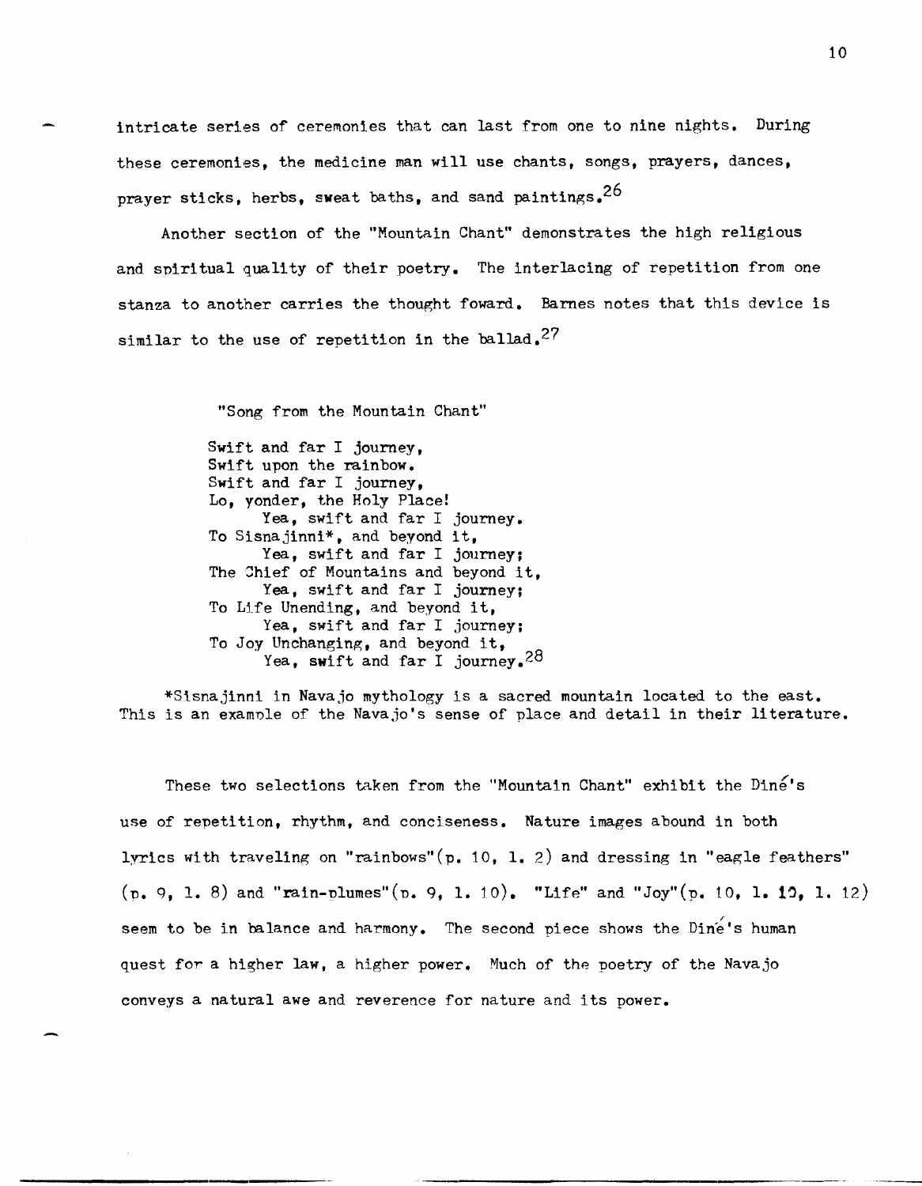intricate series of ceremonies that can last from one to nine nights. During these ceremonies, the medicine man will use chants, songs, prayers, dances, prayer sticks, herbs, sweat baths, and sand paintings.[26]

Another section of the "Mountain Chant" demonstrates the high religious and spiritual quality of their poetry. The interlacing of repetition from one stanza to another carries the thought foward. Barnes notes that this device is similar to the use of repetition in the ballad.[27]

"Song from the Mountain Chant"

Swift and far I journey,  
Swift upon the rainbow.  
Swift and far I journey,  
Lo, yonder, the Holy Place!  
    Yea, swift and far I journey.  
To Sisnajinni*, and beyond it,  
    Yea, swift and far I journey;  
The Chief of Mountains and beyond it,  
    Yea, swift and far I journey;  
To Life Unending, and beyond it,  
    Yea, swift and far I journey;  
To Joy Unchanging, and beyond it,  
    Yea, swift and far I journey.[28]

*Sisnajinni in Navajo mythology is a sacred mountain located to the east. This is an example of the Navajo's sense of place and detail in their literature.

These two selections taken from the "Mountain Chant" exhibit the Diné's use of repetition, rhythm, and conciseness. Nature images abound in both lyrics with traveling on "rainbows"(p. 10, l. 2) and dressing in "eagle feathers" (p. 9, l. 8) and "rain-plumes"(p. 9, l. 10). "Life" and "Joy"(p. 10, l. 10, l. 12) seem to be in balance and harmony. The second piece shows the Diné's human quest for a higher law, a higher power. Much of the poetry of the Navajo conveys a natural awe and reverence for nature and its power.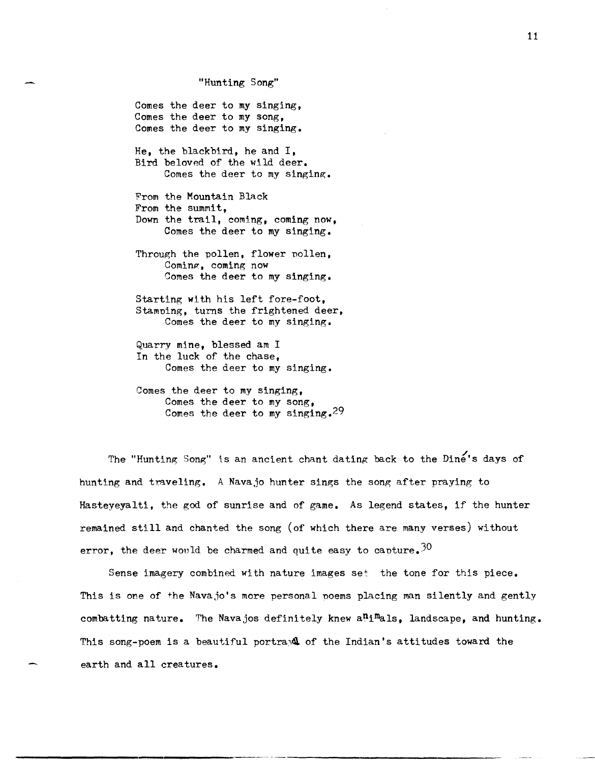"Hunting Song"

Comes the deer to my singing,
Comes the deer to my song,
Comes the deer to my singing.

He, the blackbird, he and I,
Bird beloved of the wild deer.
Comes the deer to my singing.

From the Mountain Black
From the summit,
Down the trail, coming, coming now,
Comes the deer to my singing.

Through the pollen, flower pollen,
Coming, coming now
Comes the deer to my singing.

Starting with his left fore-foot,
Stamping, turns the frightened deer,
Comes the deer to my singing.

Quarry mine, blessed am I
In the luck of the chase,
Comes the deer to my singing.

Comes the deer to my singing,
Comes the deer to my song,
Comes the deer to my singing.[29]

The "Hunting Song" is an ancient chant dating back to the Diné's days of hunting and traveling. A Navajo hunter sings the song after praying to Hasteyeyalti, the god of sunrise and of game. As legend states, if the hunter remained still and chanted the song (of which there are many verses) without error, the deer would be charmed and quite easy to capture.[30]

Sense imagery combined with nature images set the tone for this piece. This is one of the Navajo's more personal poems placing man silently and gently combatting nature. The Navajos definitely knew animals, landscape, and hunting. This song-poem is a beautiful portrayal of the Indian's attitudes toward the earth and all creatures.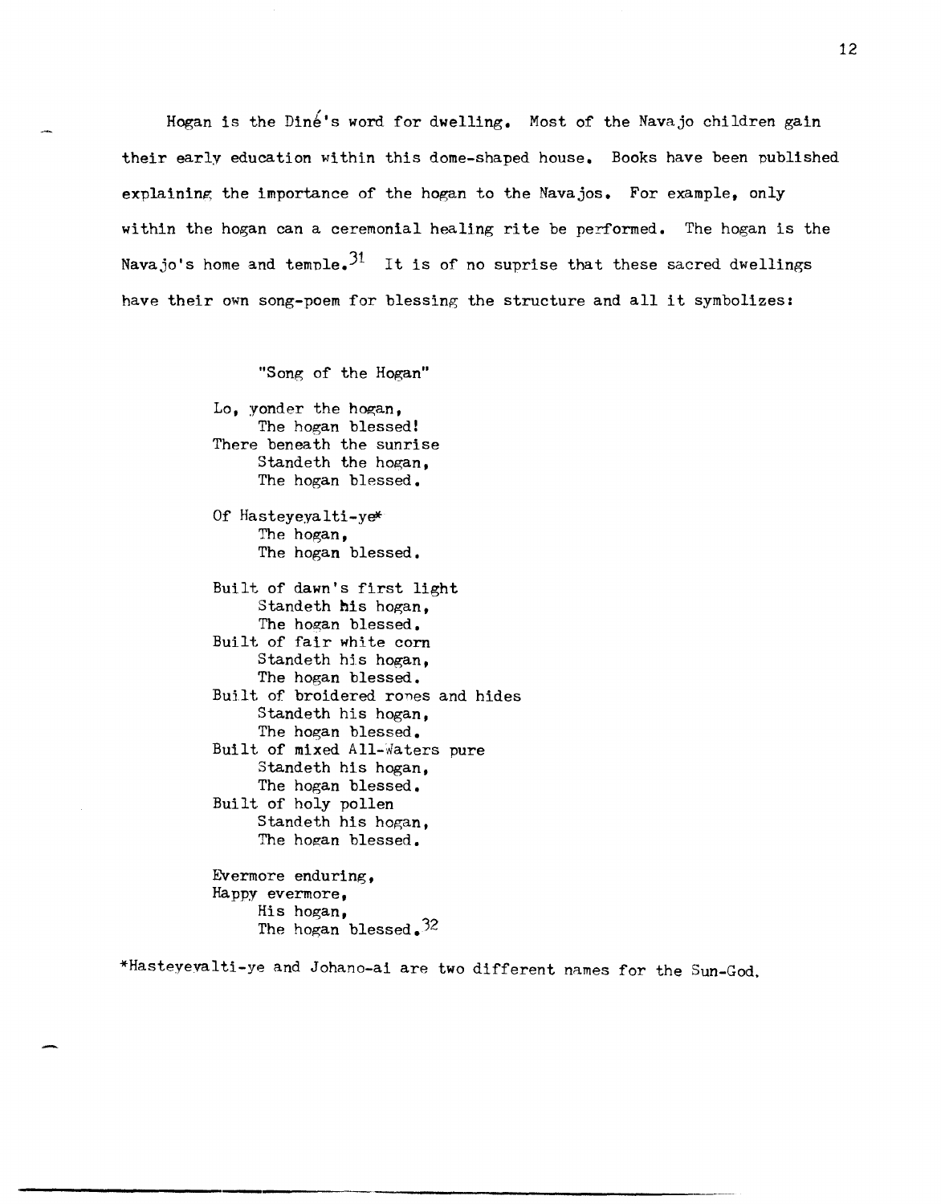Hogan is the Diné's word for dwelling. Most of the Navajo children gain their early education within this dome-shaped house. Books have been published explaining the importance of the hogan to the Navajos. For example, only within the hogan can a ceremonial healing rite be performed. The hogan is the Navajo's home and temple.[31] It is of no suprise that these sacred dwellings have their own song-poem for blessing the structure and all it symbolizes:

"Song of the Hogan"

Lo, yonder the hogan,  
    The hogan blessed!  
There beneath the sunrise  
    Standeth the hogan,  
    The hogan blessed.

Of Hasteyeyalti-ye*  
    The hogan,  
    The hogan blessed.

Built of dawn's first light  
    Standeth his hogan,  
    The hogan blessed.  
Built of fair white corn  
    Standeth his hogan,  
    The hogan blessed.  
Built of broidered ropes and hides  
    Standeth his hogan,  
    The hogan blessed.  
Built of mixed All-Waters pure  
    Standeth his hogan,  
    The hogan blessed.  
Built of holy pollen  
    Standeth his hogan,  
    The hogan blessed.

Evermore enduring,  
Happy evermore,  
    His hogan,  
    The hogan blessed.[32]

*Hasteyeyalti-ye and Johano-ai are two different names for the Sun-God.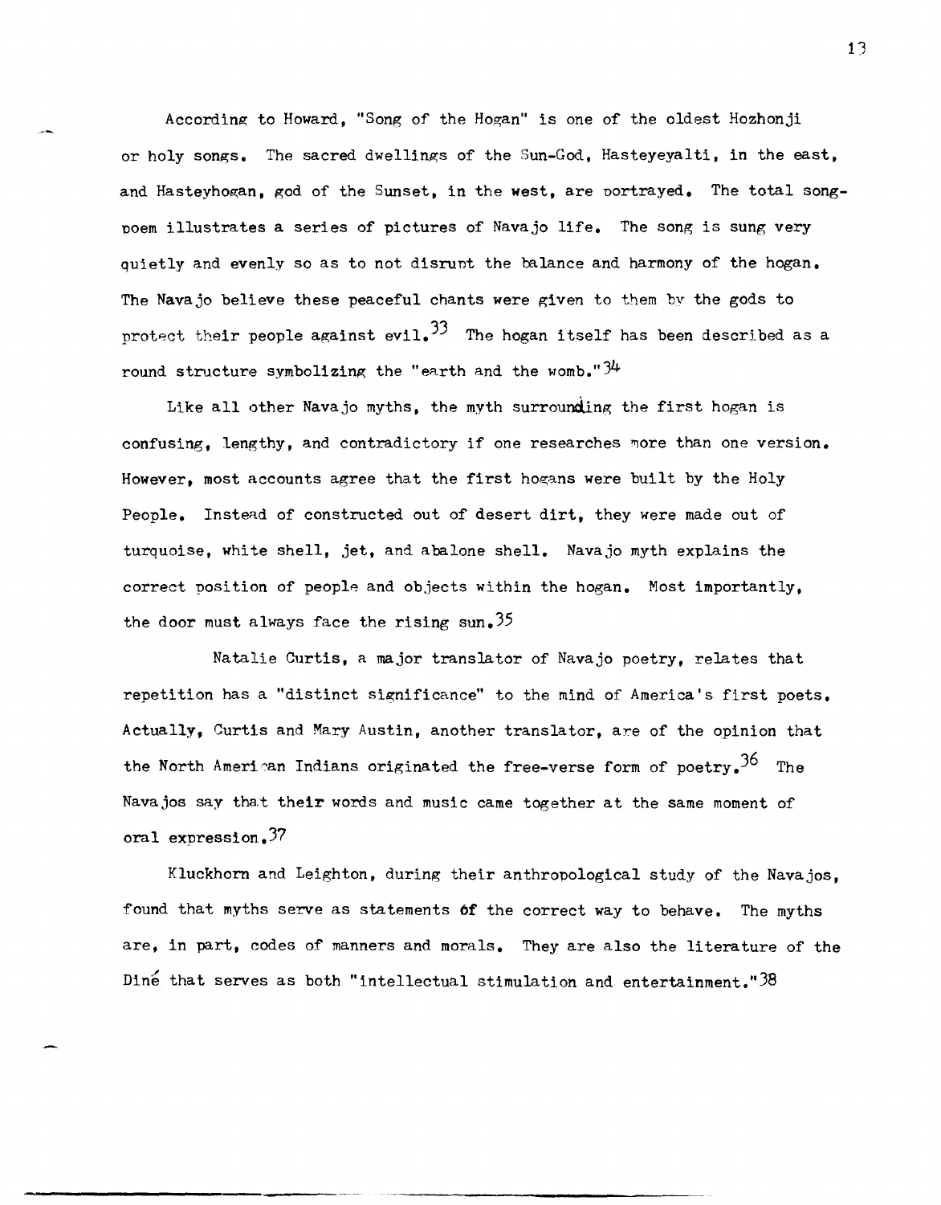According to Howard, "Song of the Hogan" is one of the oldest Hozhonji or holy songs. The sacred dwellings of the Sun-God, Hasteyeyalti, in the east, and Hasteyhogan, god of the Sunset, in the west, are portrayed. The total song-poem illustrates a series of pictures of Navajo life. The song is sung very quietly and evenly so as to not disrupt the balance and harmony of the hogan. The Navajo believe these peaceful chants were given to them by the gods to protect their people against evil.[33] The hogan itself has been described as a round structure symbolizing the "earth and the womb."[34]

Like all other Navajo myths, the myth surrounding the first hogan is confusing, lengthy, and contradictory if one researches more than one version. However, most accounts agree that the first hogans were built by the Holy People. Instead of constructed out of desert dirt, they were made out of turquoise, white shell, jet, and abalone shell. Navajo myth explains the correct position of people and objects within the hogan. Most importantly, the door must always face the rising sun.[35]

Natalie Curtis, a major translator of Navajo poetry, relates that repetition has a "distinct significance" to the mind of America's first poets. Actually, Curtis and Mary Austin, another translator, are of the opinion that the North American Indians originated the free-verse form of poetry.[36] The Navajos say that their words and music came together at the same moment of oral expression.[37]

Kluckhorn and Leighton, during their anthropological study of the Navajos, found that myths serve as statements of the correct way to behave. The myths are, in part, codes of manners and morals. They are also the literature of the Diné that serves as both "intellectual stimulation and entertainment."[38]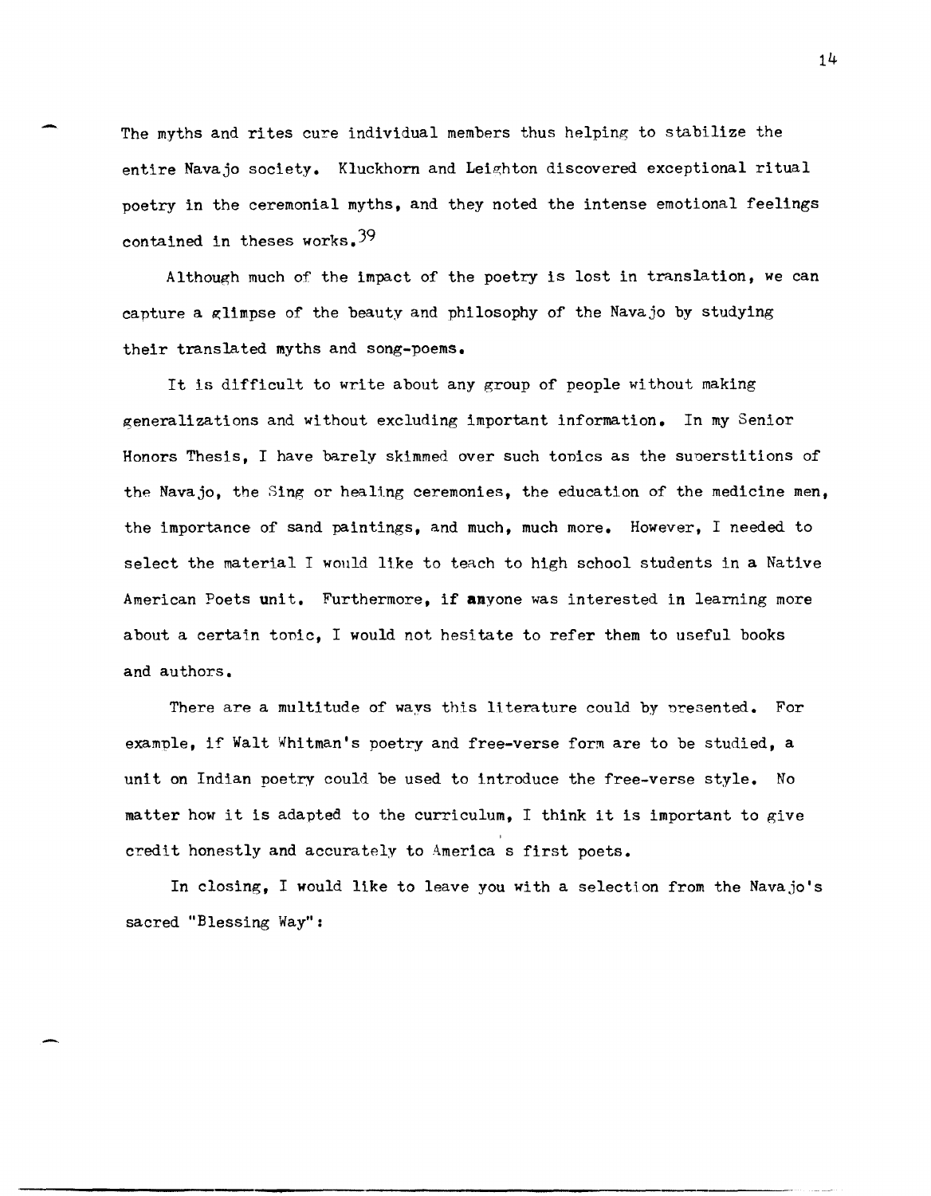The myths and rites cure individual members thus helping to stabilize the entire Navajo society. Kluckhorn and Leighton discovered exceptional ritual poetry in the ceremonial myths, and they noted the intense emotional feelings contained in theses works.[39]

Although much of the impact of the poetry is lost in translation, we can capture a glimpse of the beauty and philosophy of the Navajo by studying their translated myths and song-poems.

It is difficult to write about any group of people without making generalizations and without excluding important information. In my Senior Honors Thesis, I have barely skimmed over such topics as the superstitions of the Navajo, the Sing or healing ceremonies, the education of the medicine men, the importance of sand paintings, and much, much more. However, I needed to select the material I would like to teach to high school students in a Native American Poets unit. Furthermore, if anyone was interested in learning more about a certain topic, I would not hesitate to refer them to useful books and authors.

There are a multitude of ways this literature could by presented. For example, if Walt Whitman's poetry and free-verse form are to be studied, a unit on Indian poetry could be used to introduce the free-verse style. No matter how it is adapted to the curriculum, I think it is important to give credit honestly and accurately to America's first poets.

In closing, I would like to leave you with a selection from the Navajo's sacred "Blessing Way":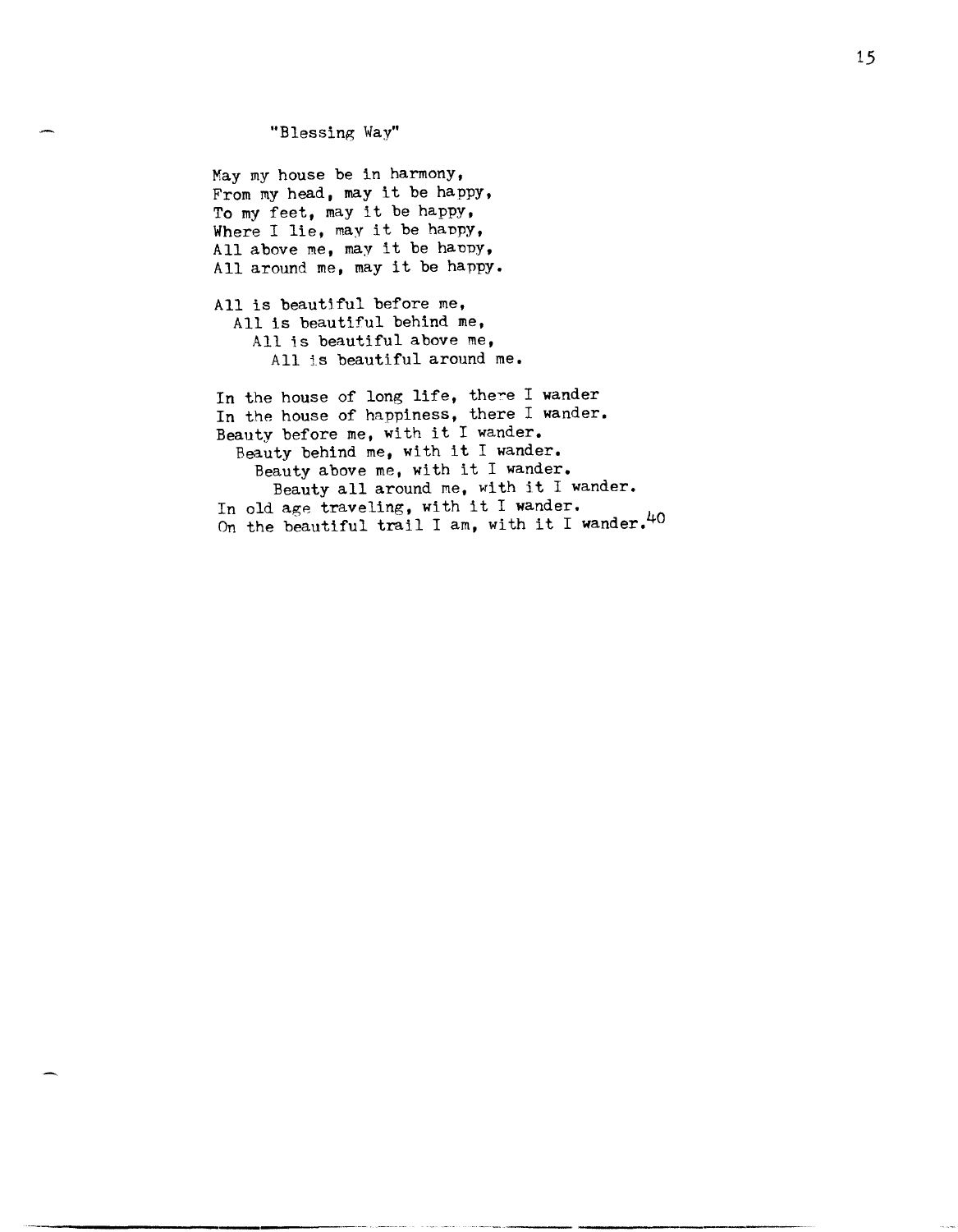"Blessing Way"

May my house be in harmony,
From my head, may it be happy,
To my feet, may it be happy,
Where I lie, may it be happy,
All above me, may it be happy,
All around me, may it be happy.

All is beautiful before me,
  All is beautiful behind me,
    All is beautiful above me,
      All is beautiful around me.

In the house of long life, there I wander
In the house of happiness, there I wander.
Beauty before me, with it I wander.
  Beauty behind me, with it I wander.
    Beauty above me, with it I wander.
      Beauty all around me, with it I wander.
In old age traveling, with it I wander.
On the beautiful trail I am, with it I wander.[40]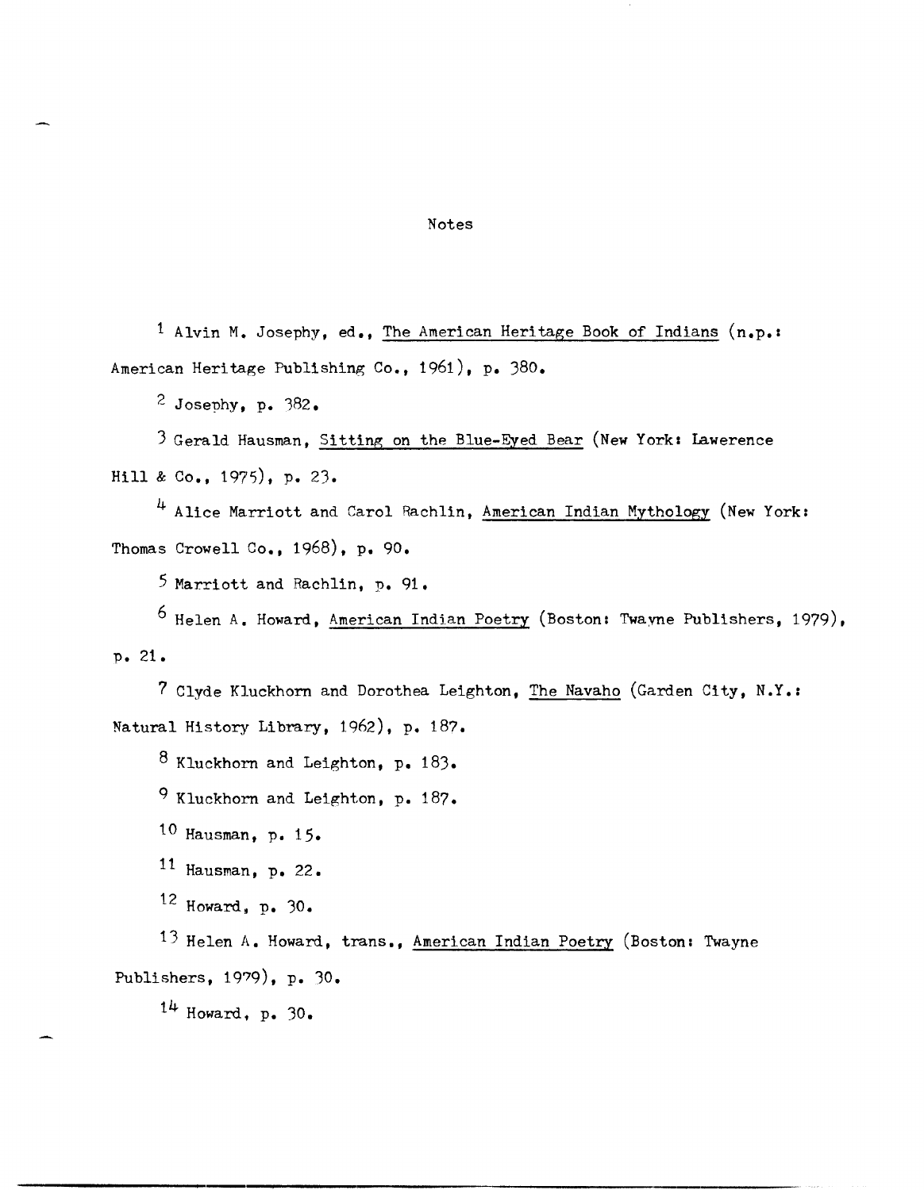# Notes

[1] Alvin M. Josephy, ed., The American Heritage Book of Indians (n.p.: American Heritage Publishing Co., 1961), p. 380.

[2] Josephy, p. 382.

[3] Gerald Hausman, Sitting on the Blue-Eyed Bear (New York: Lawerence Hill & Co., 1975), p. 23.

[4] Alice Marriott and Carol Rachlin, American Indian Mythology (New York: Thomas Crowell Co., 1968), p. 90.

[5] Marriott and Rachlin, p. 91.

[6] Helen A. Howard, American Indian Poetry (Boston: Twayne Publishers, 1979), p. 21.

[7] Clyde Kluckhorn and Dorothea Leighton, The Navaho (Garden City, N.Y.: Natural History Library, 1962), p. 187.

[8] Kluckhorn and Leighton, p. 183.

[9] Kluckhorn and Leighton, p. 187.

[10] Hausman, p. 15.

[11] Hausman, p. 22.

[12] Howard, p. 30.

[13] Helen A. Howard, trans., American Indian Poetry (Boston: Twayne Publishers, 1979), p. 30.

[14] Howard, p. 30.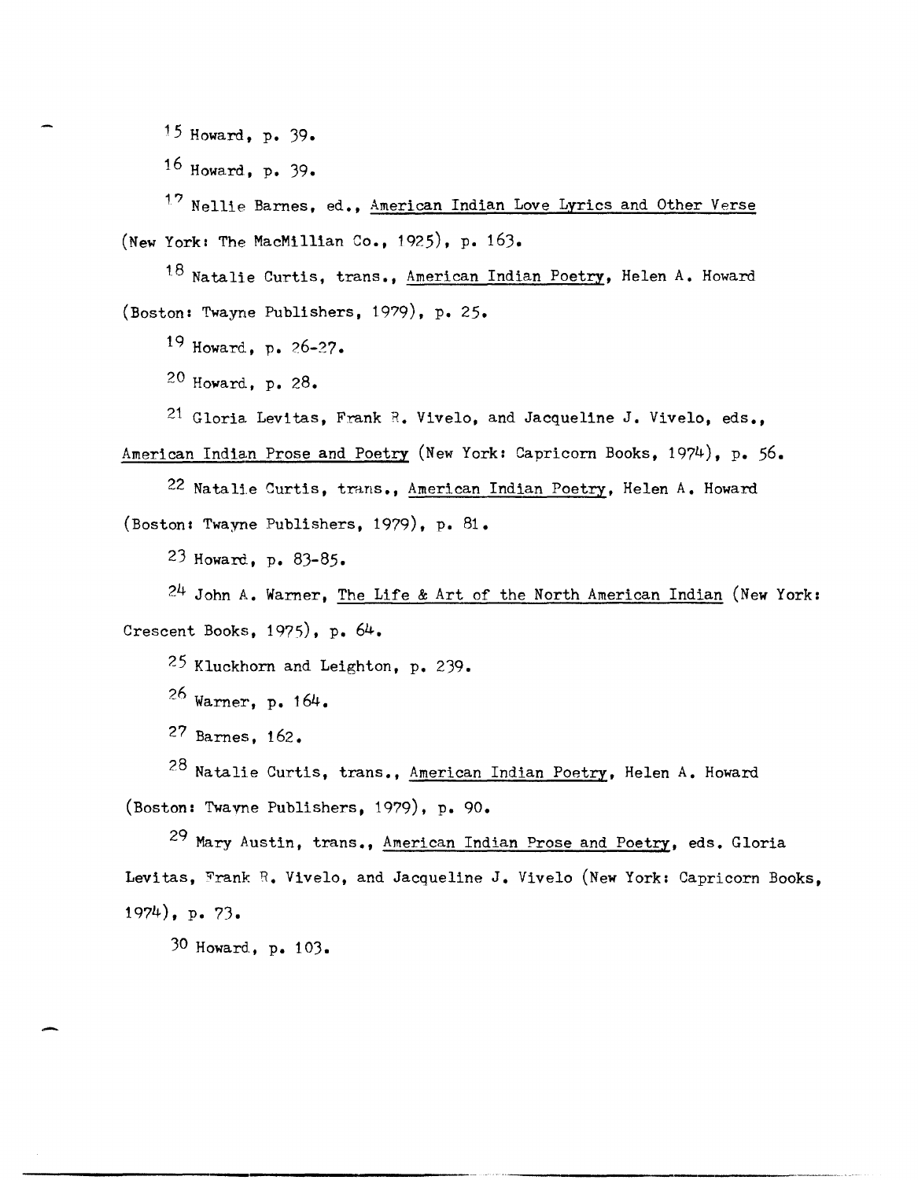[15] Howard, p. 39.

[16] Howard, p. 39.

[17] Nellie Barnes, ed., American Indian Love Lyrics and Other Verse (New York: The MacMillian Co., 1925), p. 163.

[18] Natalie Curtis, trans., American Indian Poetry, Helen A. Howard (Boston: Twayne Publishers, 1979), p. 25.

[19] Howard, p. 26-27.

[20] Howard, p. 28.

[21] Gloria Levitas, Frank R. Vivelo, and Jacqueline J. Vivelo, eds., American Indian Prose and Poetry (New York: Capricorn Books, 1974), p. 56.

[22] Natalie Curtis, trans., American Indian Poetry, Helen A. Howard (Boston: Twayne Publishers, 1979), p. 81.

[23] Howard, p. 83-85.

[24] John A. Warner, The Life & Art of the North American Indian (New York: Crescent Books, 1975), p. 64.

[25] Kluckhorn and Leighton, p. 239.

[26] Warner, p. 164.

[27] Barnes, 162.

[28] Natalie Curtis, trans., American Indian Poetry, Helen A. Howard (Boston: Twayne Publishers, 1979), p. 90.

[29] Mary Austin, trans., American Indian Prose and Poetry, eds. Gloria Levitas, Frank R. Vivelo, and Jacqueline J. Vivelo (New York: Capricorn Books, 1974), p. 73.

[30] Howard, p. 103.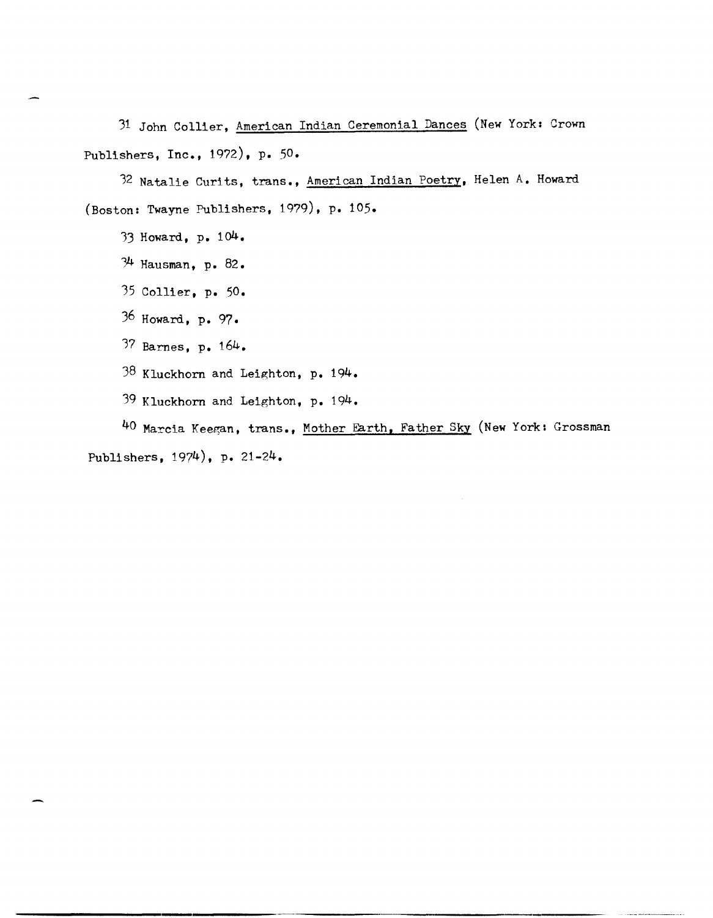[31] John Collier, American Indian Ceremonial Dances (New York: Crown Publishers, Inc., 1972), p. 50.

[32] Natalie Curits, trans., American Indian Poetry, Helen A. Howard (Boston: Twayne Publishers, 1979), p. 105.

[33] Howard, p. 104.

[34] Hausman, p. 82.

[35] Collier, p. 50.

[36] Howard, p. 97.

[37] Barnes, p. 164.

[38] Kluckhorn and Leighton, p. 194.

[39] Kluckhorn and Leighton, p. 194.

[40] Marcia Keegan, trans., Mother Earth, Father Sky (New York: Grossman Publishers, 1974), p. 21-24.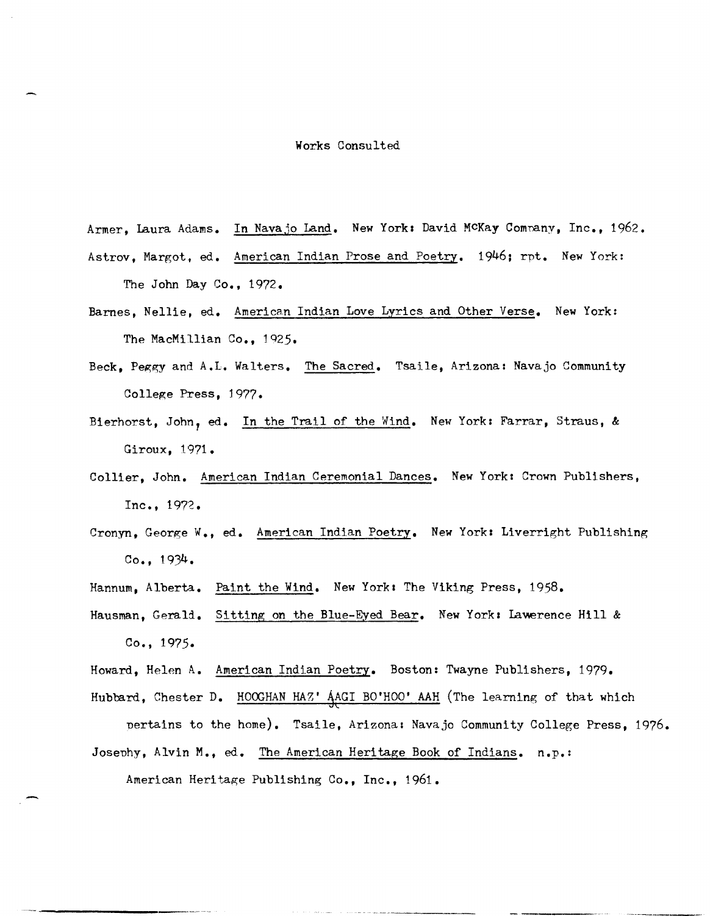# Works Consulted

Armer, Laura Adams. In Navajo Land. New York: David McKay Company, Inc., 1962.

Astrov, Margot, ed. American Indian Prose and Poetry. 1946; rpt. New York: The John Day Co., 1972.

Barnes, Nellie, ed. American Indian Love Lyrics and Other Verse. New York: The MacMillian Co., 1925.

Beck, Peggy and A.L. Walters. The Sacred. Tsaile, Arizona: Navajo Community College Press, 1977.

Bierhorst, John, ed. In the Trail of the Wind. New York: Farrar, Straus, & Giroux, 1971.

Collier, John. American Indian Ceremonial Dances. New York: Crown Publishers, Inc., 1972.

Cronyn, George W., ed. American Indian Poetry. New York: Liverright Publishing Co., 1934.

Hannum, Alberta. Paint the Wind. New York: The Viking Press, 1958.

Hausman, Gerald. Sitting on the Blue-Eyed Bear. New York: Lawerence Hill & Co., 1975.

Howard, Helen A. American Indian Poetry. Boston: Twayne Publishers, 1979.

Hubbard, Chester D. HOOGHAN HAZ' ĄAGI BO'HOO' AAH (The learning of that which pertains to the home). Tsaile, Arizona: Navajo Community College Press, 1976.

Josephy, Alvin M., ed. The American Heritage Book of Indians. n.p.: American Heritage Publishing Co., Inc., 1961.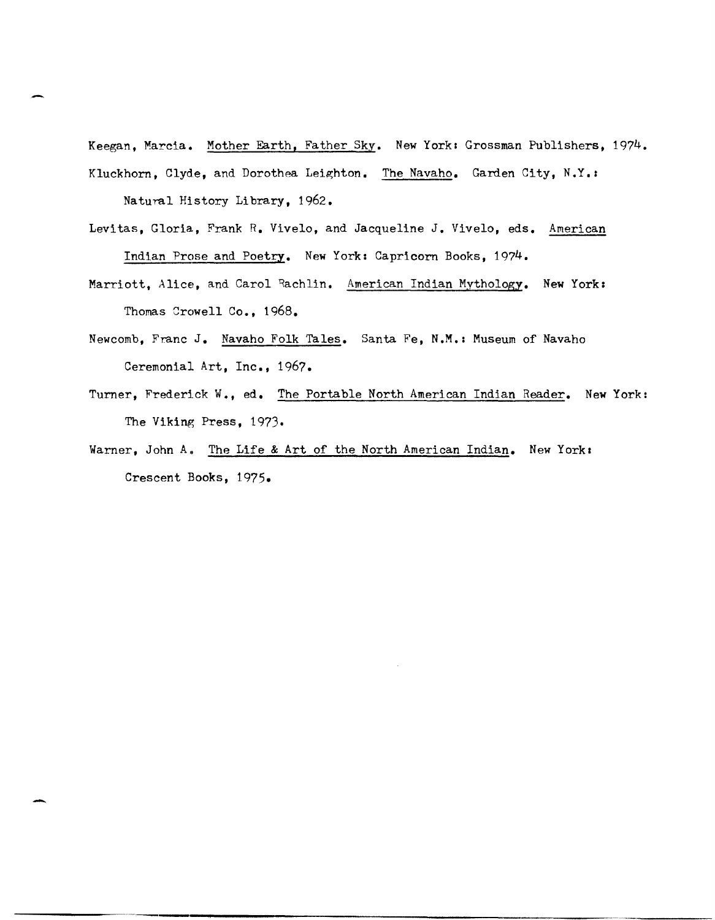Keegan, Marcia. Mother Earth, Father Sky. New York: Grossman Publishers, 1974.

Kluckhorn, Clyde, and Dorothea Leighton. The Navaho. Garden City, N.Y.: Natural History Library, 1962.

Levitas, Gloria, Frank R. Vivelo, and Jacqueline J. Vivelo, eds. American Indian Prose and Poetry. New York: Capricorn Books, 1974.

Marriott, Alice, and Carol Rachlin. American Indian Mythology. New York: Thomas Crowell Co., 1968.

Newcomb, Franc J. Navaho Folk Tales. Santa Fe, N.M.: Museum of Navaho Ceremonial Art, Inc., 1967.

Turner, Frederick W., ed. The Portable North American Indian Reader. New York: The Viking Press, 1973.

Warner, John A. The Life & Art of the North American Indian. New York: Crescent Books, 1975.